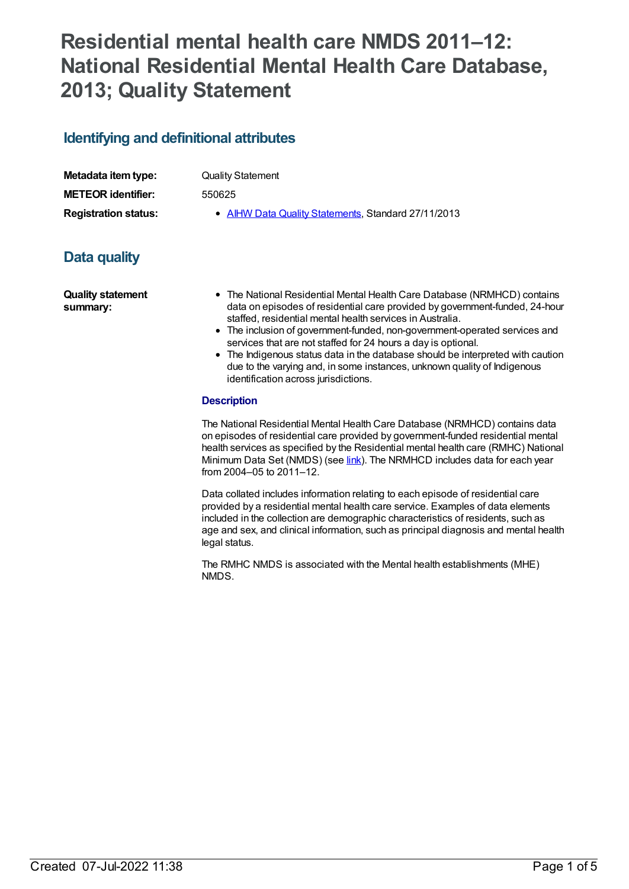# Residential mental health care NMDS 2011–12: National Residential Mental Health Care Database, 2013; Quality Statement

## Identifying and definitional attributes

**Metadata item type:** Quality Statement

**METEOR identifier:** 550625

**Registration status:**

- AIHW Data Quality Statements, Standard 27/11/2013

## Data quality

**Quality statement summary:**

- The National Residential Mental Health Care Database (NRMHCD) contains data on episodes of residential care provided by government-funded, 24-hour staffed, residential mental health services in Australia.
- The inclusion of government-funded, non-government-operated services and services that are not staffed for 24 hours a day is optional.
- The Indigenous status data in the database should be interpreted with caution due to the varying and, in some instances, unknown quality of Indigenous identification across jurisdictions.

### Description

The National Residential Mental Health Care Database (NRMHCD) contains data on episodes of residential care provided by government-funded residential mental health services as specified by the Residential mental health care (RMHC) National Minimum Data Set (NMDS) (see link). The NRMHCD includes data for each year from 2004–05 to 2011–12.

Data collated includes information relating to each episode of residential care provided by a residential mental health care service. Examples of data elements included in the collection are demographic characteristics of residents, such as age and sex, and clinical information, such as principal diagnosis and mental health legal status.

The RMHC NMDS is associated with the Mental health establishments (MHE) NMDS.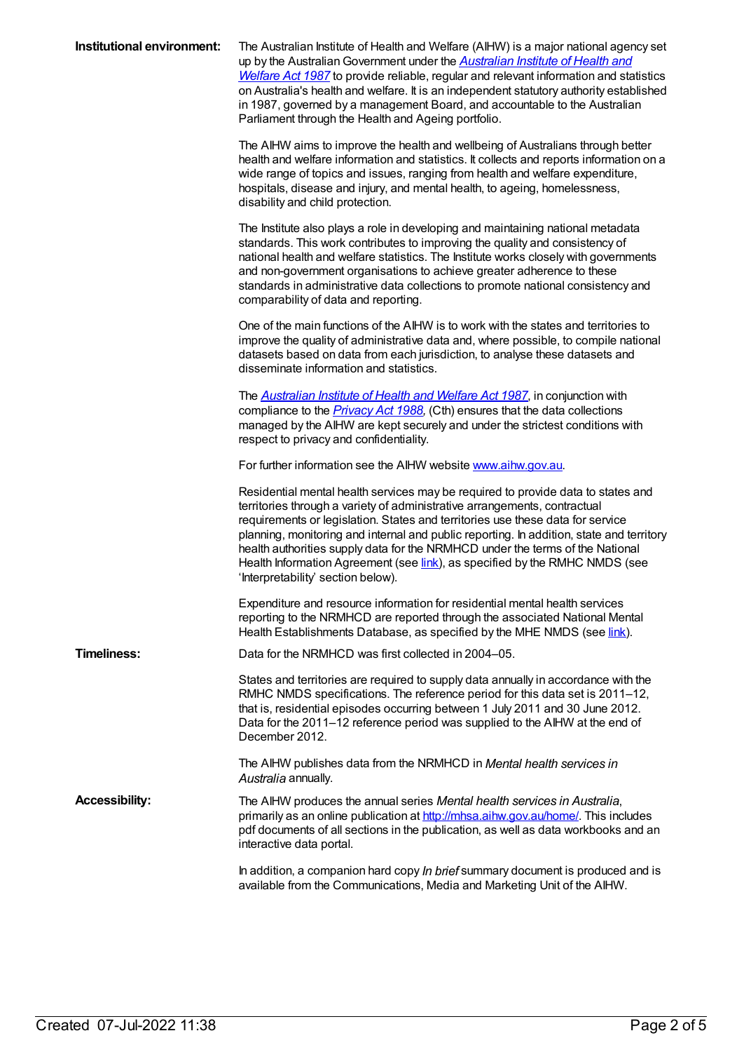**Institutional environment:**

The Australian Institute of Health and Welfare (AIHW) is a major national agency set up by the Australian Government under the *Australian Institute of Health and Welfare Act 1987* to provide reliable, regular and relevant information and statistics on Australia's health and welfare. It is an independent statutory authority established in 1987, governed by a management Board, and accountable to the Australian Parliament through the Health and Ageing portfolio.

The AIHW aims to improve the health and wellbeing of Australians through better health and welfare information and statistics. It collects and reports information on a wide range of topics and issues, ranging from health and welfare expenditure, hospitals, disease and injury, and mental health, to ageing, homelessness, disability and child protection.

The Institute also plays a role in developing and maintaining national metadata standards. This work contributes to improving the quality and consistency of national health and welfare statistics. The Institute works closely with governments and non-government organisations to achieve greater adherence to these standards in administrative data collections to promote national consistency and comparability of data and reporting.

One of the main functions of the AIHW is to work with the states and territories to improve the quality of administrative data and, where possible, to compile national datasets based on data from each jurisdiction, to analyse these datasets and disseminate information and statistics.

The *Australian Institute of Health and Welfare Act 1987*, in conjunction with compliance to the *Privacy Act 1988*, (Cth) ensures that the data collections managed by the AIHW are kept securely and under the strictest conditions with respect to privacy and confidentiality.

For further information see the AIHW website www.aihw.gov.au.

Residential mental health services may be required to provide data to states and territories through a variety of administrative arrangements, contractual requirements or legislation. States and territories use these data for service planning, monitoring and internal and public reporting. In addition, state and territory health authorities supply data for the NRMHCD under the terms of the National Health Information Agreement (see link), as specified by the RMHC NMDS (see 'Interpretability' section below).

Expenditure and resource information for residential mental health services reporting to the NRMHCD are reported through the associated National Mental Health Establishments Database, as specified by the MHE NMDS (see link).

**Timeliness:**

Data for the NRMHCD was first collected in 2004–05.

States and territories are required to supply data annually in accordance with the RMHC NMDS specifications. The reference period for this data set is 2011–12, that is, residential episodes occurring between 1 July 2011 and 30 June 2012. Data for the 2011–12 reference period was supplied to the AIHW at the end of December 2012.

The AIHW publishes data from the NRMHCD in *Mental health services in Australia* annually.

**Accessibility:**

The AIHW produces the annual series *Mental health services in Australia*, primarily as an online publication at http://mhsa.aihw.gov.au/home/. This includes pdf documents of all sections in the publication, as well as data workbooks and an interactive data portal.

In addition, a companion hard copy *In brief* summary document is produced and is available from the Communications, Media and Marketing Unit of the AIHW.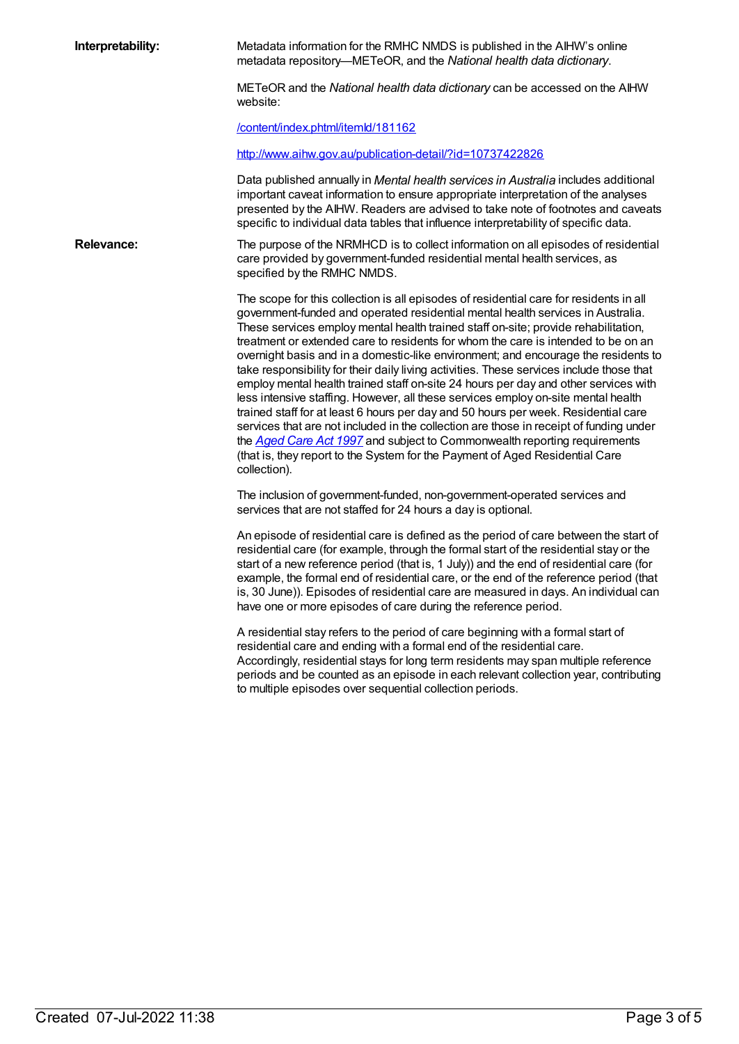**Interpretability:**

Metadata information for the RMHC NMDS is published in the AIHW's online metadata repository—METeOR, and the *National health data dictionary*.

METeOR and the *National health data dictionary* can be accessed on the AIHW website:

[/content/index.phtml/itemId/181162](/content/index.phtml/itemId/181162)

[http://www.aihw.gov.au/publication-detail/?id=10737422826](http://www.aihw.gov.au/publication-detail/?id=10737422826)

Data published annually in *Mental health services in Australia* includes additional important caveat information to ensure appropriate interpretation of the analyses presented by the AIHW. Readers are advised to take note of footnotes and caveats specific to individual data tables that influence interpretability of specific data.

**Relevance:**

The purpose of the NRMHCD is to collect information on all episodes of residential care provided by government-funded residential mental health services, as specified by the RMHC NMDS.

The scope for this collection is all episodes of residential care for residents in all government-funded and operated residential mental health services in Australia. These services employ mental health trained staff on-site; provide rehabilitation, treatment or extended care to residents for whom the care is intended to be on an overnight basis and in a domestic-like environment; and encourage the residents to take responsibility for their daily living activities. These services include those that employ mental health trained staff on-site 24 hours per day and other services with less intensive staffing. However, all these services employ on-site mental health trained staff for at least 6 hours per day and 50 hours per week. Residential care services that are not included in the collection are those in receipt of funding under the *Aged Care Act 1997* and subject to Commonwealth reporting requirements (that is, they report to the System for the Payment of Aged Residential Care collection).

The inclusion of government-funded, non-government-operated services and services that are not staffed for 24 hours a day is optional.

An episode of residential care is defined as the period of care between the start of residential care (for example, through the formal start of the residential stay or the start of a new reference period (that is, 1 July)) and the end of residential care (for example, the formal end of residential care, or the end of the reference period (that is, 30 June)). Episodes of residential care are measured in days. An individual can have one or more episodes of care during the reference period.

A residential stay refers to the period of care beginning with a formal start of residential care and ending with a formal end of the residential care. Accordingly, residential stays for long term residents may span multiple reference periods and be counted as an episode in each relevant collection year, contributing to multiple episodes over sequential collection periods.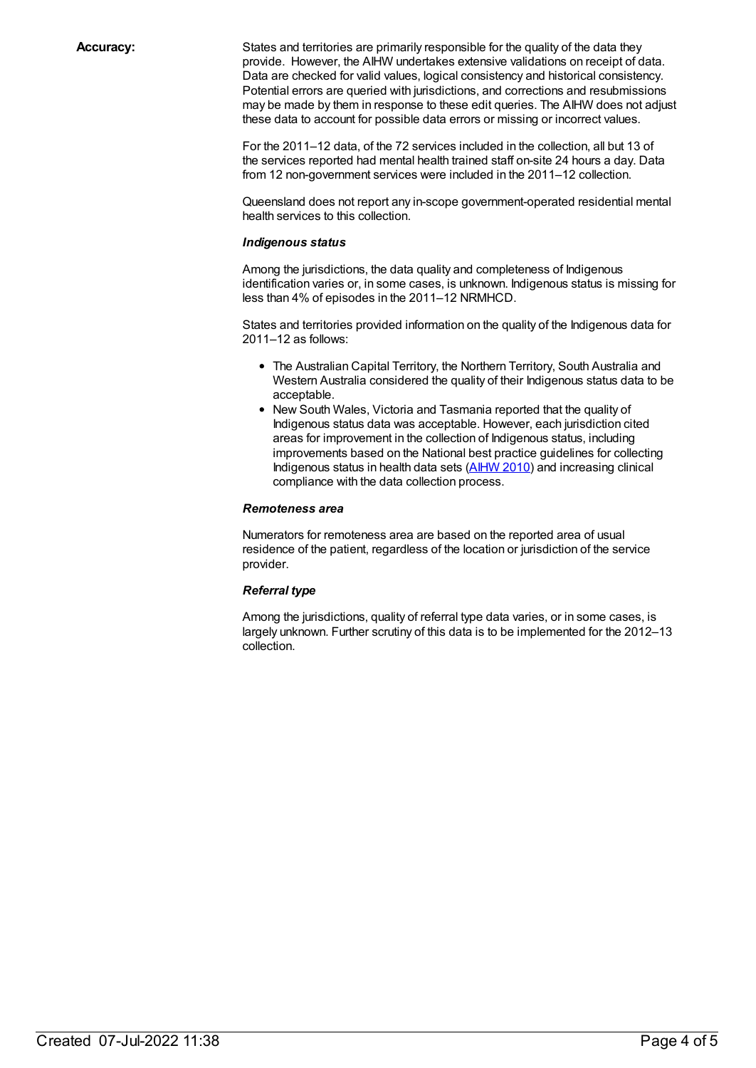**Accuracy:**

States and territories are primarily responsible for the quality of the data they provide. However, the AIHW undertakes extensive validations on receipt of data. Data are checked for valid values, logical consistency and historical consistency. Potential errors are queried with jurisdictions, and corrections and resubmissions may be made by them in response to these edit queries. The AIHW does not adjust these data to account for possible data errors or missing or incorrect values.

For the 2011–12 data, of the 72 services included in the collection, all but 13 of the services reported had mental health trained staff on-site 24 hours a day. Data from 12 non-government services were included in the 2011–12 collection.

Queensland does not report any in-scope government-operated residential mental health services to this collection.

***Indigenous status***

Among the jurisdictions, the data quality and completeness of Indigenous identification varies or, in some cases, is unknown. Indigenous status is missing for less than 4% of episodes in the 2011–12 NRMHCD.

States and territories provided information on the quality of the Indigenous data for 2011–12 as follows:

- The Australian Capital Territory, the Northern Territory, South Australia and Western Australia considered the quality of their Indigenous status data to be acceptable.
- New South Wales, Victoria and Tasmania reported that the quality of Indigenous status data was acceptable. However, each jurisdiction cited areas for improvement in the collection of Indigenous status, including improvements based on the National best practice guidelines for collecting Indigenous status in health data sets (AIHW 2010) and increasing clinical compliance with the data collection process.

***Remoteness area***

Numerators for remoteness area are based on the reported area of usual residence of the patient, regardless of the location or jurisdiction of the service provider.

***Referral type***

Among the jurisdictions, quality of referral type data varies, or in some cases, is largely unknown. Further scrutiny of this data is to be implemented for the 2012–13 collection.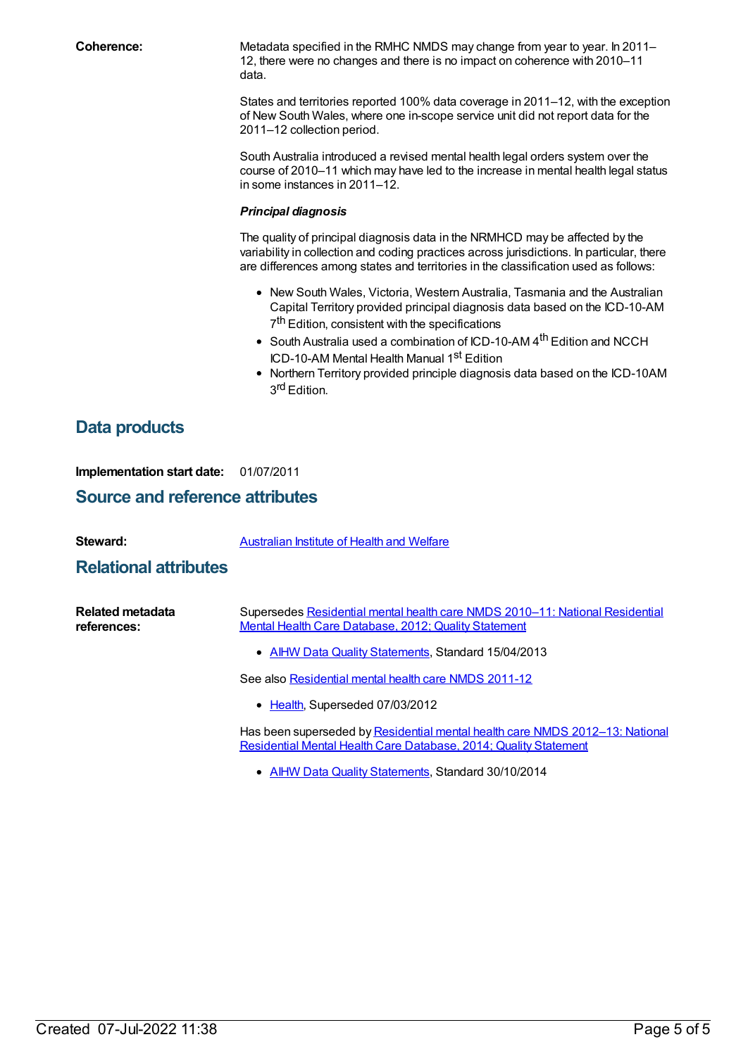**Coherence:**

Metadata specified in the RMHC NMDS may change from year to year. In 2011–12, there were no changes and there is no impact on coherence with 2010–11 data.

States and territories reported 100% data coverage in 2011–12, with the exception of New South Wales, where one in-scope service unit did not report data for the 2011–12 collection period.

South Australia introduced a revised mental health legal orders system over the course of 2010–11 which may have led to the increase in mental health legal status in some instances in 2011–12.

***Principal diagnosis***

The quality of principal diagnosis data in the NRMHCD may be affected by the variability in collection and coding practices across jurisdictions. In particular, there are differences among states and territories in the classification used as follows:

- New South Wales, Victoria, Western Australia, Tasmania and the Australian Capital Territory provided principal diagnosis data based on the ICD-10-AM 7th Edition, consistent with the specifications
- South Australia used a combination of ICD-10-AM 4th Edition and NCCH ICD-10-AM Mental Health Manual 1st Edition
- Northern Territory provided principle diagnosis data based on the ICD-10AM 3rd Edition.

## Data products

**Implementation start date:** 01/07/2011

## Source and reference attributes

**Steward:** Australian Institute of Health and Welfare

## Relational attributes

**Related metadata references:**

Supersedes Residential mental health care NMDS 2010–11: National Residential Mental Health Care Database, 2012; Quality Statement

- AIHW Data Quality Statements, Standard 15/04/2013

See also Residential mental health care NMDS 2011-12

- Health, Superseded 07/03/2012

Has been superseded by Residential mental health care NMDS 2012–13: National Residential Mental Health Care Database, 2014; Quality Statement

- AIHW Data Quality Statements, Standard 30/10/2014